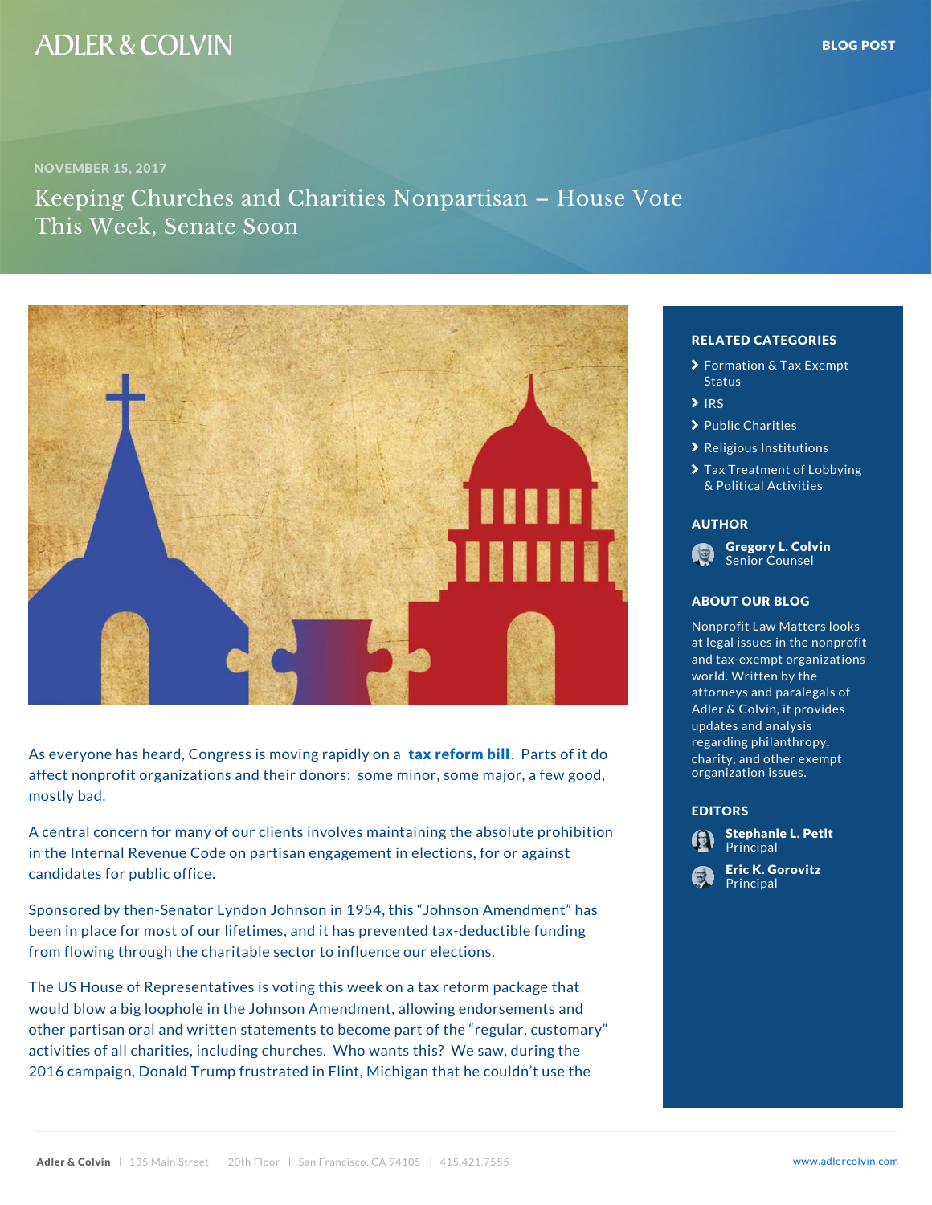NOVEMBER 15, 2017

# Keeping Churches and Charities Nonpartisan – House Vote This Week, Senate Soon

As everyone has heard, Congress is moving rapidly on a **tax reform bill**. Parts of it do affect nonprofit organizations and their donors: some minor, some major, a few good, mostly bad.

A central concern for many of our clients involves maintaining the absolute prohibition in the Internal Revenue Code on partisan engagement in elections, for or against candidates for public office.

Sponsored by then-Senator Lyndon Johnson in 1954, this "Johnson Amendment" has been in place for most of our lifetimes, and it has prevented tax-deductible funding from flowing through the charitable sector to influence our elections.

The US House of Representatives is voting this week on a tax reform package that would blow a big loophole in the Johnson Amendment, allowing endorsements and other partisan oral and written statements to become part of the "regular, customary" activities of all charities, including churches. Who wants this? We saw, during the 2016 campaign, Donald Trump frustrated in Flint, Michigan that he couldn't use the

**RELATED CATEGORIES**

- Formation & Tax Exempt Status
- IRS
- Public Charities
- Religious Institutions
- Tax Treatment of Lobbying & Political Activities

**AUTHOR**

**Gregory L. Colvin**
Senior Counsel

**ABOUT OUR BLOG**

Nonprofit Law Matters looks at legal issues in the nonprofit and tax-exempt organizations world. Written by the attorneys and paralegals of Adler & Colvin, it provides updates and analysis regarding philanthropy, charity, and other exempt organization issues.

**EDITORS**

**Stephanie L. Petit**
Principal

**Eric K. Gorovitz**
Principal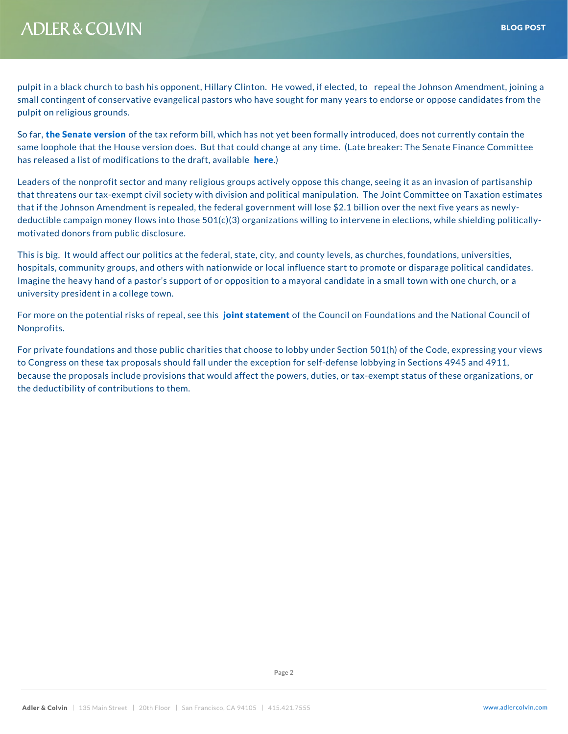pulpit in a black church to bash his opponent, Hillary Clinton. He vowed, if elected, to repeal the Johnson Amendment, joining a small contingent of conservative evangelical pastors who have sought for many years to endorse or oppose candidates from the pulpit on religious grounds.

So far, **the Senate version** of the tax reform bill, which has not yet been formally introduced, does not currently contain the same loophole that the House version does. But that could change at any time. (Late breaker: The Senate Finance Committee has released a list of modifications to the draft, available **here**.)

Leaders of the nonprofit sector and many religious groups actively oppose this change, seeing it as an invasion of partisanship that threatens our tax-exempt civil society with division and political manipulation. The Joint Committee on Taxation estimates that if the Johnson Amendment is repealed, the federal government will lose $2.1 billion over the next five years as newly-deductible campaign money flows into those 501(c)(3) organizations willing to intervene in elections, while shielding politically-motivated donors from public disclosure.

This is big. It would affect our politics at the federal, state, city, and county levels, as churches, foundations, universities, hospitals, community groups, and others with nationwide or local influence start to promote or disparage political candidates. Imagine the heavy hand of a pastor's support of or opposition to a mayoral candidate in a small town with one church, or a university president in a college town.

For more on the potential risks of repeal, see this **joint statement** of the Council on Foundations and the National Council of Nonprofits.

For private foundations and those public charities that choose to lobby under Section 501(h) of the Code, expressing your views to Congress on these tax proposals should fall under the exception for self-defense lobbying in Sections 4945 and 4911, because the proposals include provisions that would affect the powers, duties, or tax-exempt status of these organizations, or the deductibility of contributions to them.